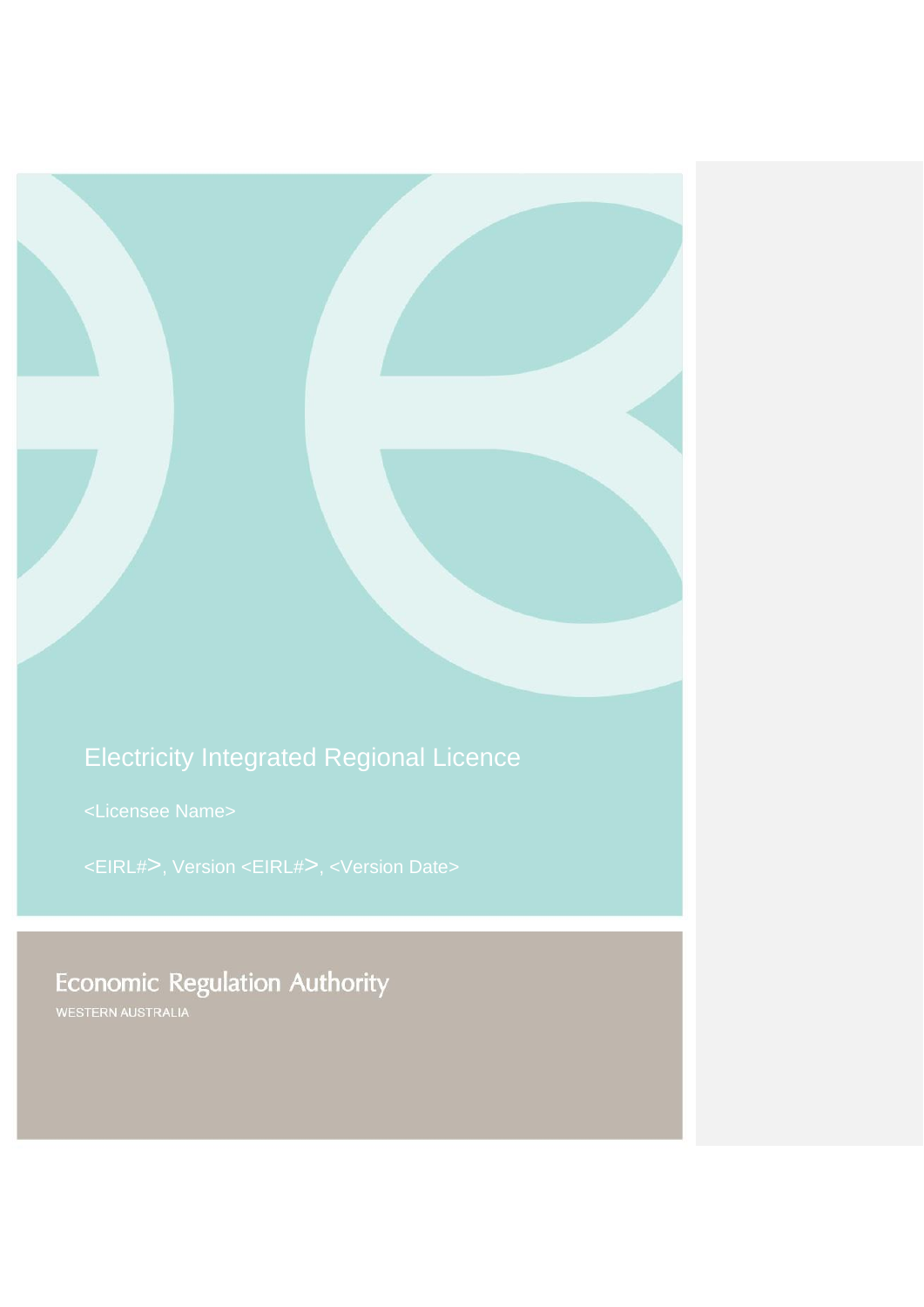# Electricity Integrated Regional Licence

<Licensee Name>

<EIRL#>, Version <EIRL#>, <Version Date>

Economic Regulation Authority

WESTERN AUSTRALIA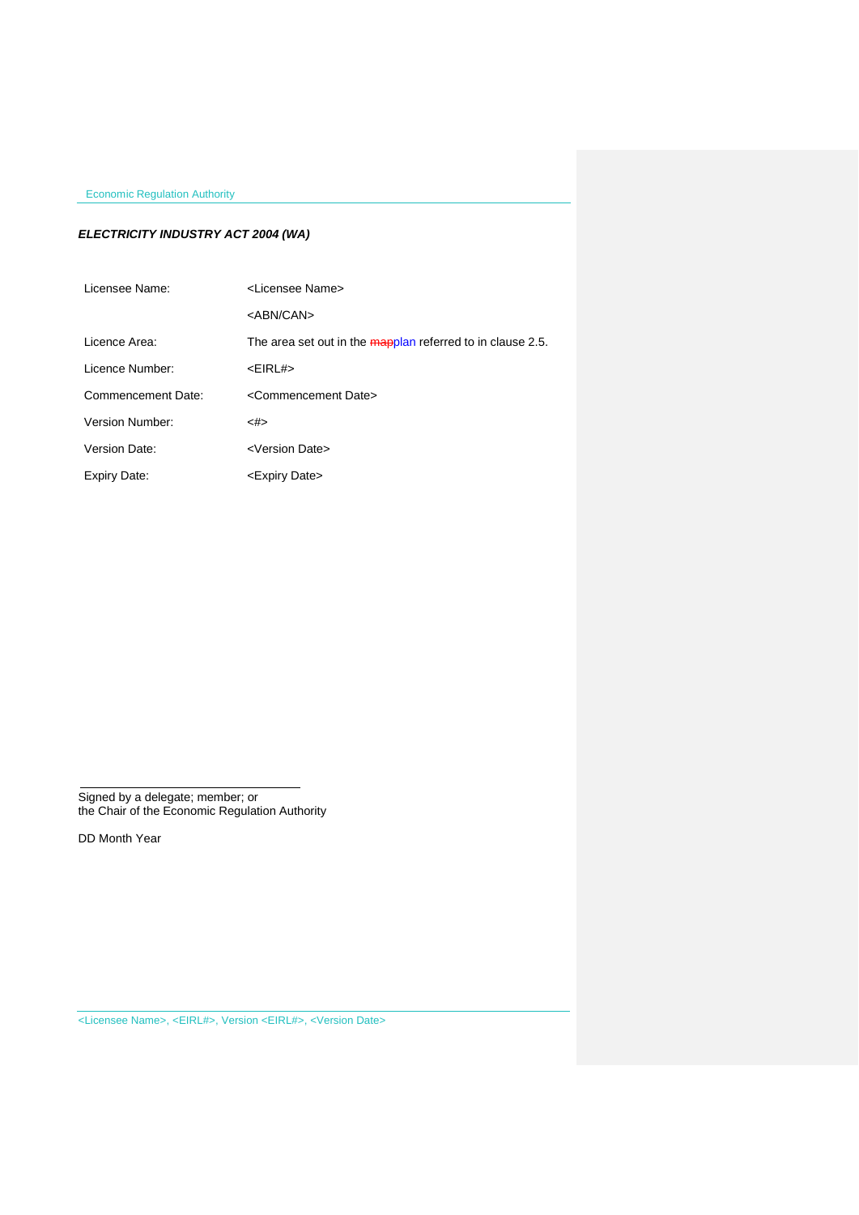***ELECTRICITY INDUSTRY ACT 2004 (WA)***

| | |
|---|---|
| Licensee Name: | <Licensee Name> |
| | <ABN/CAN> |
| Licence Area: | The area set out in the ~~map~~plan referred to in clause 2.5. |
| Licence Number: | <EIRL#> |
| Commencement Date: | <Commencement Date> |
| Version Number: | <#> |
| Version Date: | <Version Date> |
| Expiry Date: | <Expiry Date> |

______________________________

Signed by a delegate; member; or
the Chair of the Economic Regulation Authority

DD Month Year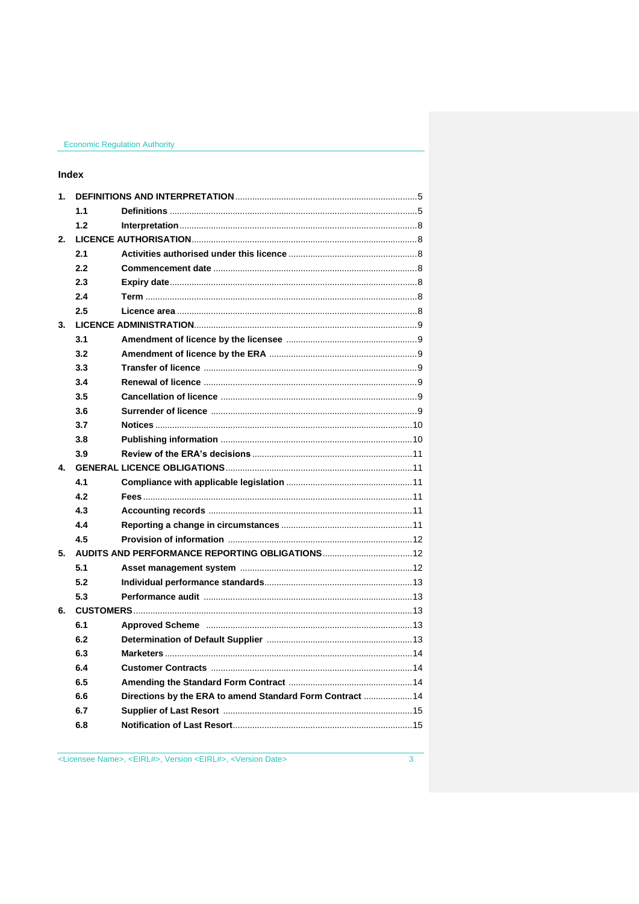## Index

| | | | |
|---|---|---|---|
| **1.** | **DEFINITIONS AND INTERPRETATION** | | 5 |
| | **1.1** | **Definitions** | 5 |
| | **1.2** | **Interpretation** | 8 |
| **2.** | **LICENCE AUTHORISATION** | | 8 |
| | **2.1** | **Activities authorised under this licence** | 8 |
| | **2.2** | **Commencement date** | 8 |
| | **2.3** | **Expiry date** | 8 |
| | **2.4** | **Term** | 8 |
| | **2.5** | **Licence area** | 8 |
| **3.** | **LICENCE ADMINISTRATION** | | 9 |
| | **3.1** | **Amendment of licence by the licensee** | 9 |
| | **3.2** | **Amendment of licence by the ERA** | 9 |
| | **3.3** | **Transfer of licence** | 9 |
| | **3.4** | **Renewal of licence** | 9 |
| | **3.5** | **Cancellation of licence** | 9 |
| | **3.6** | **Surrender of licence** | 9 |
| | **3.7** | **Notices** | 10 |
| | **3.8** | **Publishing information** | 10 |
| | **3.9** | **Review of the ERA's decisions** | 11 |
| **4.** | **GENERAL LICENCE OBLIGATIONS** | | 11 |
| | **4.1** | **Compliance with applicable legislation** | 11 |
| | **4.2** | **Fees** | 11 |
| | **4.3** | **Accounting records** | 11 |
| | **4.4** | **Reporting a change in circumstances** | 11 |
| | **4.5** | **Provision of information** | 12 |
| **5.** | **AUDITS AND PERFORMANCE REPORTING OBLIGATIONS** | | 12 |
| | **5.1** | **Asset management system** | 12 |
| | **5.2** | **Individual performance standards** | 13 |
| | **5.3** | **Performance audit** | 13 |
| **6.** | **CUSTOMERS** | | 13 |
| | **6.1** | **Approved Scheme** | 13 |
| | **6.2** | **Determination of Default Supplier** | 13 |
| | **6.3** | **Marketers** | 14 |
| | **6.4** | **Customer Contracts** | 14 |
| | **6.5** | **Amending the Standard Form Contract** | 14 |
| | **6.6** | **Directions by the ERA to amend Standard Form Contract** | 14 |
| | **6.7** | **Supplier of Last Resort** | 15 |
| | **6.8** | **Notification of Last Resort** | 15 |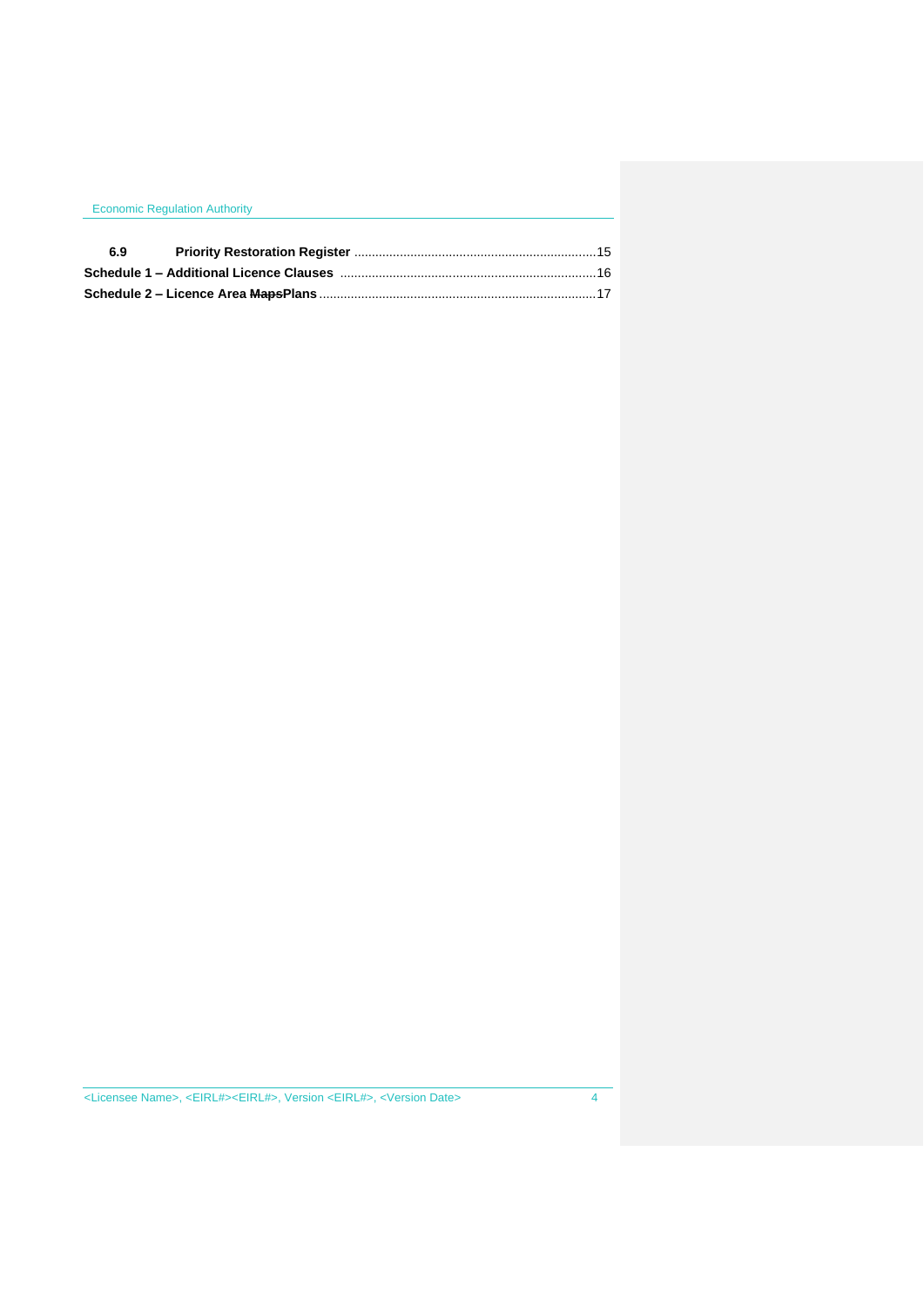**6.9 Priority Restoration Register** ....................................................................15

**Schedule 1 – Additional Licence Clauses** ........................................................................16

**Schedule 2 – Licence Area ~~Maps~~Plans** ..............................................................................17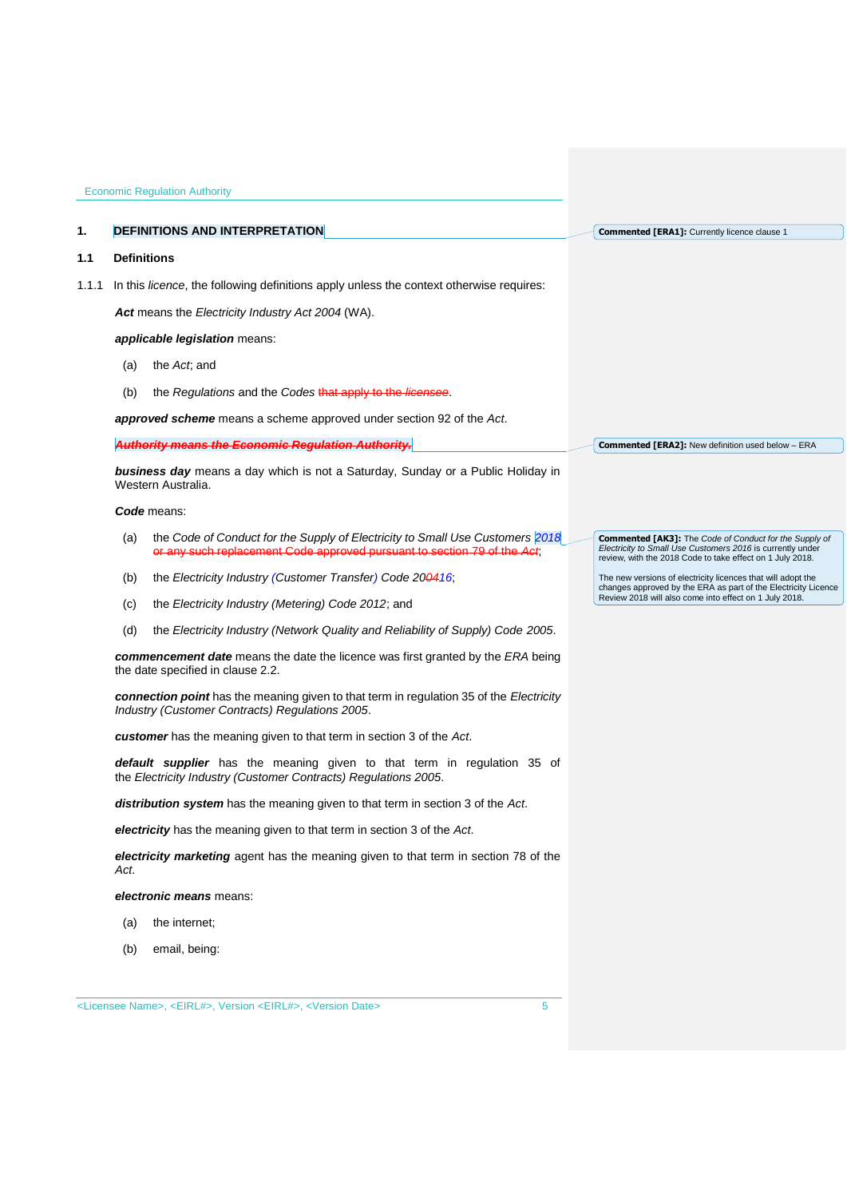# 1. DEFINITIONS AND INTERPRETATION

**Commented [ERA1]:** Currently licence clause 1

## 1.1 Definitions

1.1.1 In this *licence*, the following definitions apply unless the context otherwise requires:

***Act*** means the *Electricity Industry Act 2004* (WA).

***applicable legislation*** means:

(a) the *Act*; and

(b) the *Regulations* and the *Codes* ~~that apply to the *licensee*~~.

***approved scheme*** means a scheme approved under section 92 of the *Act*.

~~***Authority* means the Economic Regulation Authority.**~~

**Commented [ERA2]:** New definition used below – ERA

***business day*** means a day which is not a Saturday, Sunday or a Public Holiday in Western Australia.

***Code*** means:

(a) the *Code of Conduct for the Supply of Electricity to Small Use Customers 2018* ~~or any such replacement Code approved pursuant to section 79 of the *Act*~~;

**Commented [AK3]:** The *Code of Conduct for the Supply of Electricity to Small Use Customers 2016* is currently under review, with the 2018 Code to take effect on 1 July 2018.

The new versions of electricity licences that will adopt the changes approved by the ERA as part of the Electricity Licence Review 2018 will also come into effect on 1 July 2018.

(b) the *Electricity Industry (Customer Transfer) Code 20~~04~~16*;

(c) the *Electricity Industry (Metering) Code 2012*; and

(d) the *Electricity Industry (Network Quality and Reliability of Supply) Code 2005*.

***commencement date*** means the date the licence was first granted by the *ERA* being the date specified in clause 2.2.

***connection point*** has the meaning given to that term in regulation 35 of the *Electricity Industry (Customer Contracts) Regulations 2005*.

***customer*** has the meaning given to that term in section 3 of the *Act*.

***default supplier*** has the meaning given to that term in regulation 35 of the *Electricity Industry (Customer Contracts) Regulations 2005*.

***distribution system*** has the meaning given to that term in section 3 of the *Act*.

***electricity*** has the meaning given to that term in section 3 of the *Act*.

***electricity marketing*** agent has the meaning given to that term in section 78 of the *Act*.

***electronic means*** means:

(a) the internet;

(b) email, being: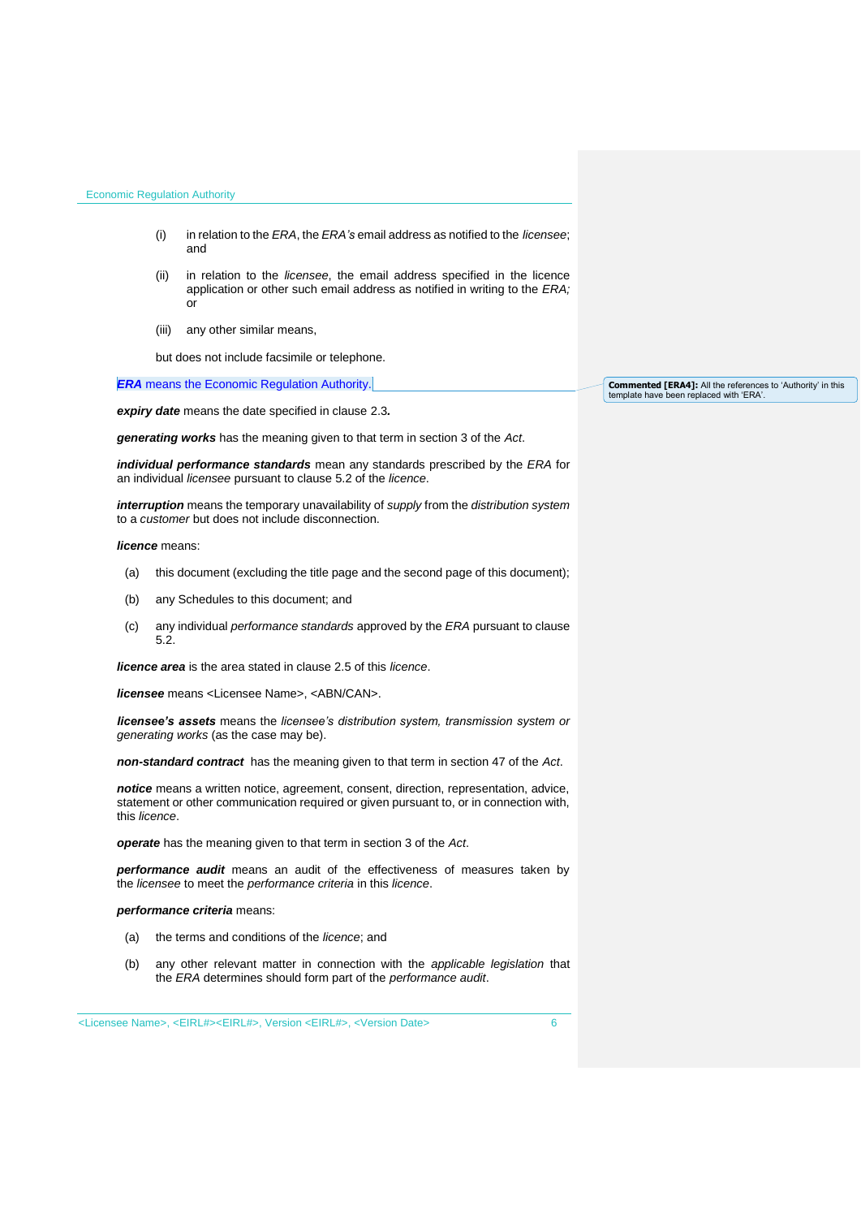(i) in relation to the *ERA*, the *ERA's* email address as notified to the *licensee*; and

(ii) in relation to the *licensee*, the email address specified in the licence application or other such email address as notified in writing to the *ERA;* or

(iii) any other similar means,

but does not include facsimile or telephone.

***ERA*** means the Economic Regulation Authority.

Commented [ERA4]: All the references to 'Authority' in this template have been replaced with 'ERA'.

***expiry date*** means the date specified in clause 2.3**.**

***generating works*** has the meaning given to that term in section 3 of the *Act*.

***individual performance standards*** mean any standards prescribed by the *ERA* for an individual *licensee* pursuant to clause 5.2 of the *licence*.

***interruption*** means the temporary unavailability of *supply* from the *distribution system* to a *customer* but does not include disconnection.

***licence*** means:

(a) this document (excluding the title page and the second page of this document);

(b) any Schedules to this document; and

(c) any individual *performance standards* approved by the *ERA* pursuant to clause 5.2.

***licence area*** is the area stated in clause 2.5 of this *licence*.

***licensee*** means <Licensee Name>, <ABN/CAN>.

***licensee's assets*** means the *licensee's distribution system, transmission system or generating works* (as the case may be).

***non-standard contract*** has the meaning given to that term in section 47 of the *Act*.

***notice*** means a written notice, agreement, consent, direction, representation, advice, statement or other communication required or given pursuant to, or in connection with, this *licence*.

***operate*** has the meaning given to that term in section 3 of the *Act*.

***performance audit*** means an audit of the effectiveness of measures taken by the *licensee* to meet the *performance criteria* in this *licence*.

***performance criteria*** means:

(a) the terms and conditions of the *licence*; and

(b) any other relevant matter in connection with the *applicable legislation* that the *ERA* determines should form part of the *performance audit*.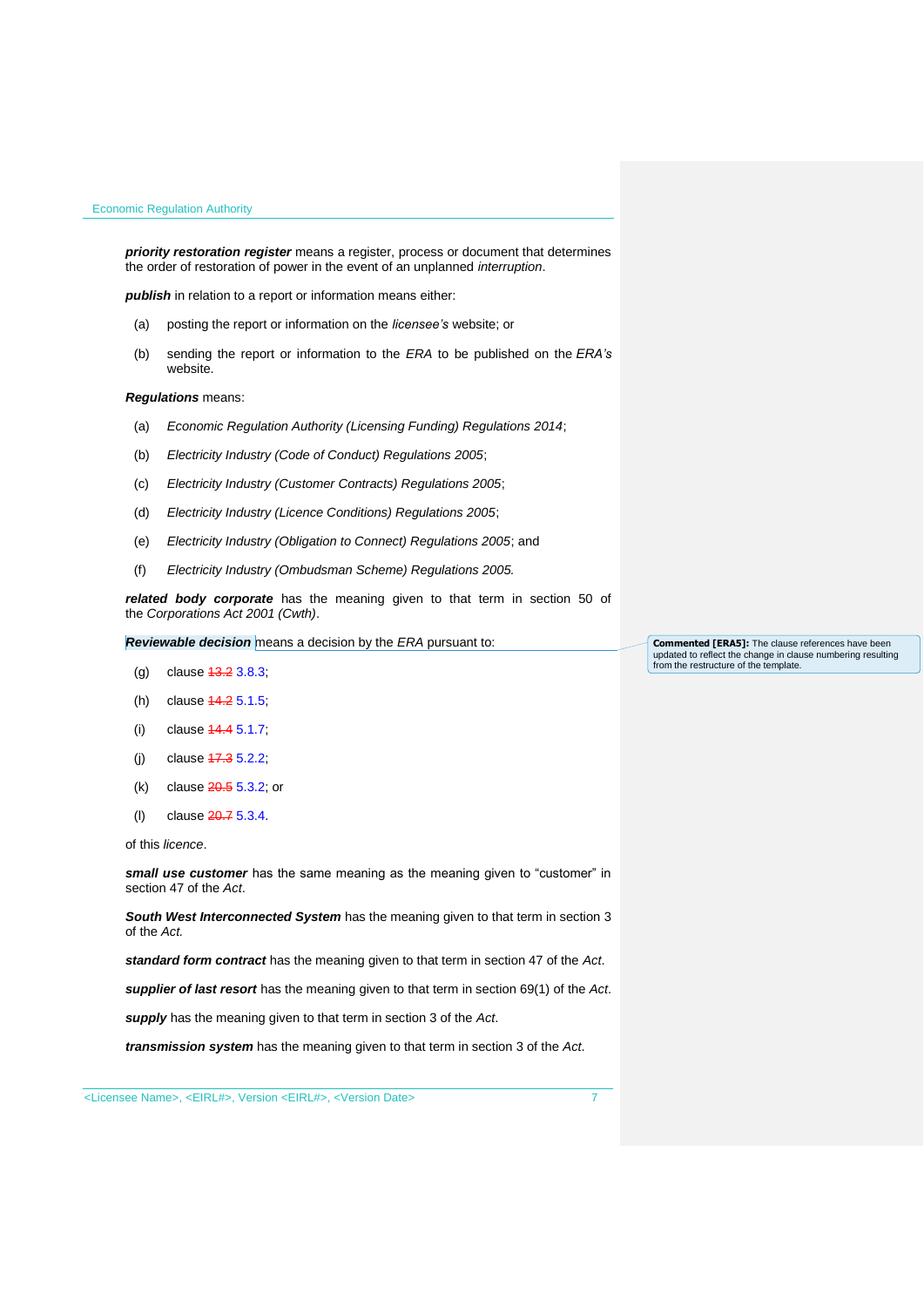***priority restoration register*** means a register, process or document that determines the order of restoration of power in the event of an unplanned *interruption*.

***publish*** in relation to a report or information means either:

(a) posting the report or information on the *licensee's* website; or

(b) sending the report or information to the *ERA* to be published on the *ERA's* website.

***Regulations*** means:

(a) *Economic Regulation Authority (Licensing Funding) Regulations 2014*;

(b) *Electricity Industry (Code of Conduct) Regulations 2005*;

(c) *Electricity Industry (Customer Contracts) Regulations 2005*;

(d) *Electricity Industry (Licence Conditions) Regulations 2005*;

(e) *Electricity Industry (Obligation to Connect) Regulations 2005*; and

(f) *Electricity Industry (Ombudsman Scheme) Regulations 2005.*

***related body corporate*** has the meaning given to that term in section 50 of the *Corporations Act 2001 (Cwth)*.

***Reviewable decision*** means a decision by the *ERA* pursuant to:

(g) clause ~~13.2~~ 3.8.3;

(h) clause ~~14.2~~ 5.1.5;

(i) clause ~~14.4~~ 5.1.7;

(j) clause ~~17.3~~ 5.2.2;

(k) clause ~~20.5~~ 5.3.2; or

(l) clause ~~20.7~~ 5.3.4.

of this *licence*.

**Commented [ERA5]:** The clause references have been updated to reflect the change in clause numbering resulting from the restructure of the template.

***small use customer*** has the same meaning as the meaning given to "customer" in section 47 of the *Act*.

***South West Interconnected System*** has the meaning given to that term in section 3 of the *Act.*

***standard form contract*** has the meaning given to that term in section 47 of the *Act*.

***supplier of last resort*** has the meaning given to that term in section 69(1) of the *Act*.

***supply*** has the meaning given to that term in section 3 of the *Act*.

***transmission system*** has the meaning given to that term in section 3 of the *Act*.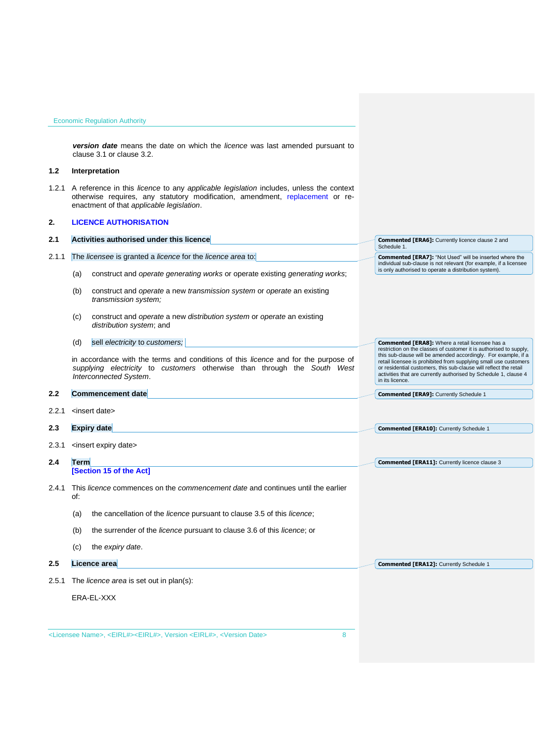***version date*** means the date on which the *licence* was last amended pursuant to clause 3.1 or clause 3.2.

### 1.2 Interpretation

1.2.1 A reference in this *licence* to any *applicable legislation* includes, unless the context otherwise requires, any statutory modification, amendment, replacement or re-enactment of that *applicable legislation*.

## 2. LICENCE AUTHORISATION

### 2.1 Activities authorised under this licence

> **Commented [ERA6]:** Currently licence clause 2 and Schedule 1.

2.1.1 The *licensee* is granted a *licence* for the *licence area* to:

> **Commented [ERA7]:** "Not Used" will be inserted where the individual sub-clause is not relevant (for example, if a licensee is only authorised to operate a distribution system).

(a) construct and *operate generating works* or operate existing *generating works*;

(b) construct and *operate* a new *transmission system* or *operate* an existing *transmission system;*

(c) construct and *operate* a new *distribution system* or *operate* an existing *distribution system*; and

(d) sell *electricity* to *customers;*

> **Commented [ERA8]:** Where a retail licensee has a restriction on the classes of customer it is authorised to supply, this sub-clause will be amended accordingly. For example, if a retail licensee is prohibited from supplying small use customers or residential customers, this sub-clause will reflect the retail activities that are currently authorised by Schedule 1, clause 4 in its licence.

in accordance with the terms and conditions of this *licence* and for the purpose of *supplying electricity* to *customers* otherwise than through the *South West Interconnected System*.

### 2.2 Commencement date

> **Commented [ERA9]:** Currently Schedule 1

2.2.1 <insert date>

### 2.3 Expiry date

> **Commented [ERA10]:** Currently Schedule 1

2.3.1 <insert expiry date>

### 2.4 Term
**[Section 15 of the Act]**

> **Commented [ERA11]:** Currently licence clause 3

2.4.1 This *licence* commences on the *commencement date* and continues until the earlier of:

(a) the cancellation of the *licence* pursuant to clause 3.5 of this *licence*;

(b) the surrender of the *licence* pursuant to clause 3.6 of this *licence*; or

(c) the *expiry date*.

### 2.5 Licence area

> **Commented [ERA12]:** Currently Schedule 1

2.5.1 The *licence area* is set out in plan(s):

ERA-EL-XXX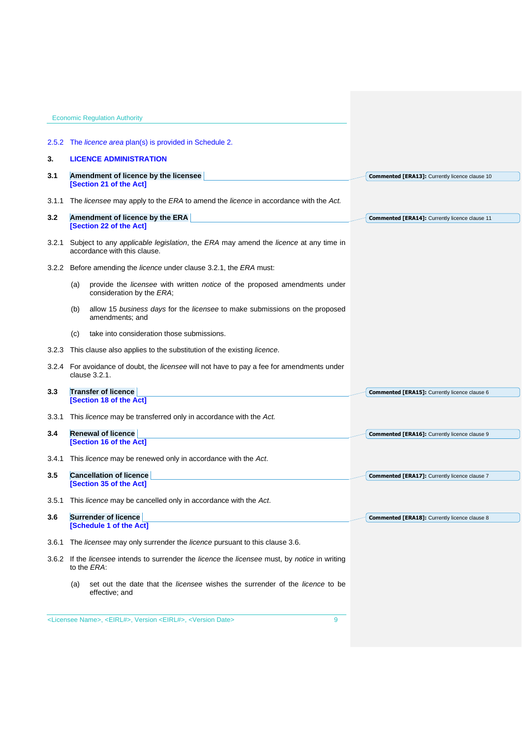2.5.2 The *licence area* plan(s) is provided in Schedule 2.

## 3. LICENCE ADMINISTRATION

### 3.1 Amendment of licence by the licensee
**[Section 21 of the Act]**

Commented [ERA13]: Currently licence clause 10

3.1.1 The *licensee* may apply to the *ERA* to amend the *licence* in accordance with the *Act.*

### 3.2 Amendment of licence by the ERA
**[Section 22 of the Act]**

Commented [ERA14]: Currently licence clause 11

3.2.1 Subject to any *applicable legislation*, the *ERA* may amend the *licence* at any time in accordance with this clause.

3.2.2 Before amending the *licence* under clause 3.2.1, the *ERA* must:

(a) provide the *licensee* with written *notice* of the proposed amendments under consideration by the *ERA*;

(b) allow 15 *business days* for the *licensee* to make submissions on the proposed amendments; and

(c) take into consideration those submissions.

3.2.3 This clause also applies to the substitution of the existing *licence*.

3.2.4 For avoidance of doubt, the *licensee* will not have to pay a fee for amendments under clause 3.2.1.

### 3.3 Transfer of licence
**[Section 18 of the Act]**

Commented [ERA15]: Currently licence clause 6

3.3.1 This *licence* may be transferred only in accordance with the *Act.*

### 3.4 Renewal of licence
**[Section 16 of the Act]**

Commented [ERA16]: Currently licence clause 9

3.4.1 This *licence* may be renewed only in accordance with the *Act*.

### 3.5 Cancellation of licence
**[Section 35 of the Act]**

Commented [ERA17]: Currently licence clause 7

3.5.1 This *licence* may be cancelled only in accordance with the *Act*.

### 3.6 Surrender of licence
**[Schedule 1 of the Act]**

Commented [ERA18]: Currently licence clause 8

3.6.1 The *licensee* may only surrender the *licence* pursuant to this clause 3.6.

3.6.2 If the *licensee* intends to surrender the *licence* the *licensee* must, by *notice* in writing to the *ERA*:

(a) set out the date that the *licensee* wishes the surrender of the *licence* to be effective; and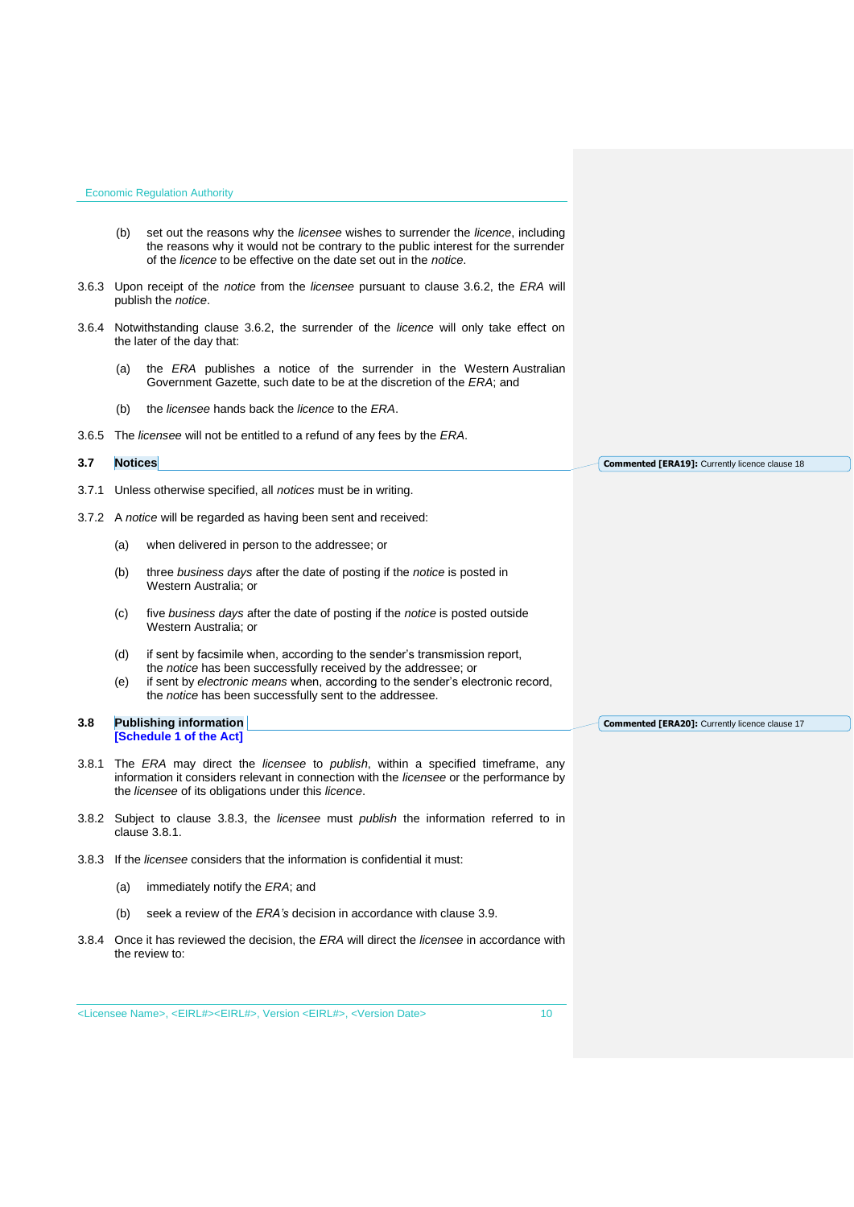(b) set out the reasons why the *licensee* wishes to surrender the *licence*, including the reasons why it would not be contrary to the public interest for the surrender of the *licence* to be effective on the date set out in the *notice*.

3.6.3 Upon receipt of the *notice* from the *licensee* pursuant to clause 3.6.2, the *ERA* will publish the *notice*.

3.6.4 Notwithstanding clause 3.6.2, the surrender of the *licence* will only take effect on the later of the day that:

(a) the *ERA* publishes a notice of the surrender in the Western Australian Government Gazette, such date to be at the discretion of the *ERA*; and

(b) the *licensee* hands back the *licence* to the *ERA*.

3.6.5 The *licensee* will not be entitled to a refund of any fees by the *ERA*.

## 3.7 Notices

Commented [ERA19]: Currently licence clause 18

3.7.1 Unless otherwise specified, all *notices* must be in writing.

3.7.2 A *notice* will be regarded as having been sent and received:

(a) when delivered in person to the addressee; or

(b) three *business days* after the date of posting if the *notice* is posted in Western Australia; or

(c) five *business days* after the date of posting if the *notice* is posted outside Western Australia; or

(d) if sent by facsimile when, according to the sender's transmission report, the *notice* has been successfully received by the addressee; or

(e) if sent by *electronic means* when, according to the sender's electronic record, the *notice* has been successfully sent to the addressee.

## 3.8 Publishing information [Schedule 1 of the Act]

Commented [ERA20]: Currently licence clause 17

3.8.1 The *ERA* may direct the *licensee* to *publish*, within a specified timeframe, any information it considers relevant in connection with the *licensee* or the performance by the *licensee* of its obligations under this *licence*.

3.8.2 Subject to clause 3.8.3, the *licensee* must *publish* the information referred to in clause 3.8.1.

3.8.3 If the *licensee* considers that the information is confidential it must:

(a) immediately notify the *ERA*; and

(b) seek a review of the *ERA's* decision in accordance with clause 3.9.

3.8.4 Once it has reviewed the decision, the *ERA* will direct the *licensee* in accordance with the review to: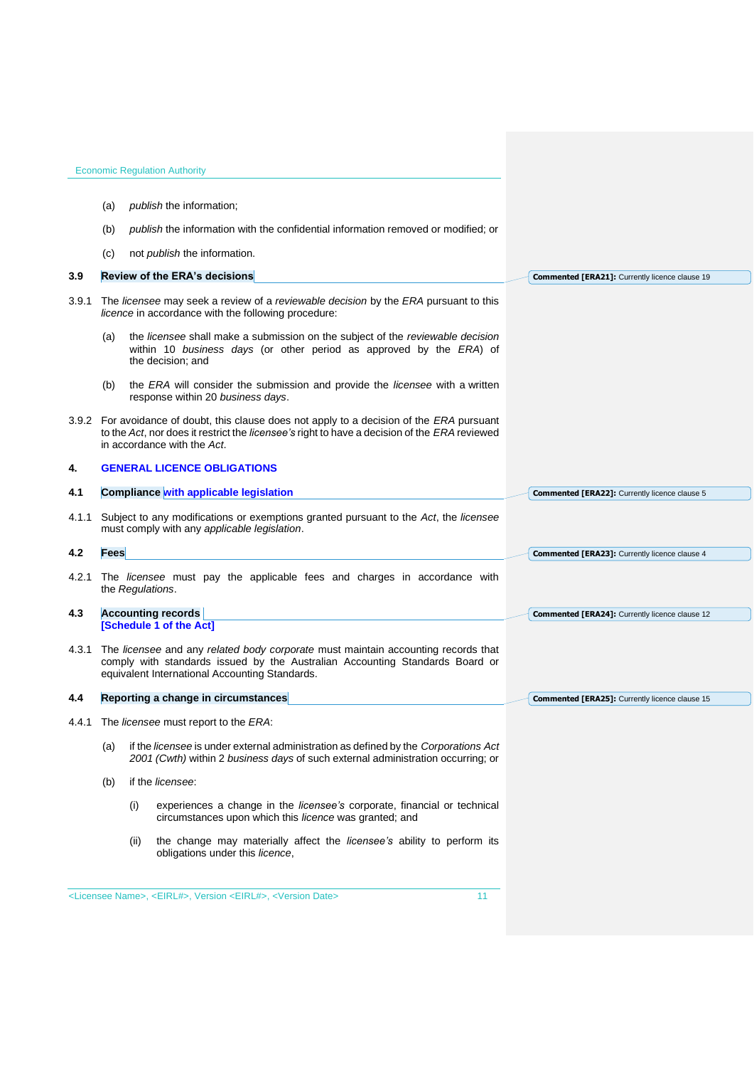(a) *publish* the information;

(b) *publish* the information with the confidential information removed or modified; or

(c) not *publish* the information.

### 3.9 Review of the ERA's decisions

3.9.1 The *licensee* may seek a review of a *reviewable decision* by the *ERA* pursuant to this *licence* in accordance with the following procedure:

(a) the *licensee* shall make a submission on the subject of the *reviewable decision* within 10 *business days* (or other period as approved by the *ERA*) of the decision; and

(b) the *ERA* will consider the submission and provide the *licensee* with a written response within 20 *business days*.

3.9.2 For avoidance of doubt, this clause does not apply to a decision of the *ERA* pursuant to the *Act*, nor does it restrict the *licensee's* right to have a decision of the *ERA* reviewed in accordance with the *Act*.

## 4. GENERAL LICENCE OBLIGATIONS

### 4.1 Compliance with applicable legislation

4.1.1 Subject to any modifications or exemptions granted pursuant to the *Act*, the *licensee* must comply with any *applicable legislation*.

### 4.2 Fees

4.2.1 The *licensee* must pay the applicable fees and charges in accordance with the *Regulations*.

### 4.3 Accounting records [Schedule 1 of the Act]

4.3.1 The *licensee* and any *related body corporate* must maintain accounting records that comply with standards issued by the Australian Accounting Standards Board or equivalent International Accounting Standards.

### 4.4 Reporting a change in circumstances

4.4.1 The *licensee* must report to the *ERA*:

(a) if the *licensee* is under external administration as defined by the *Corporations Act 2001 (Cwth)* within 2 *business days* of such external administration occurring; or

(b) if the *licensee*:

(i) experiences a change in the *licensee's* corporate, financial or technical circumstances upon which this *licence* was granted; and

(ii) the change may materially affect the *licensee's* ability to perform its obligations under this *licence*,

**Commented [ERA21]:** Currently licence clause 19

**Commented [ERA22]:** Currently licence clause 5

**Commented [ERA23]:** Currently licence clause 4

**Commented [ERA24]:** Currently licence clause 12

**Commented [ERA25]:** Currently licence clause 15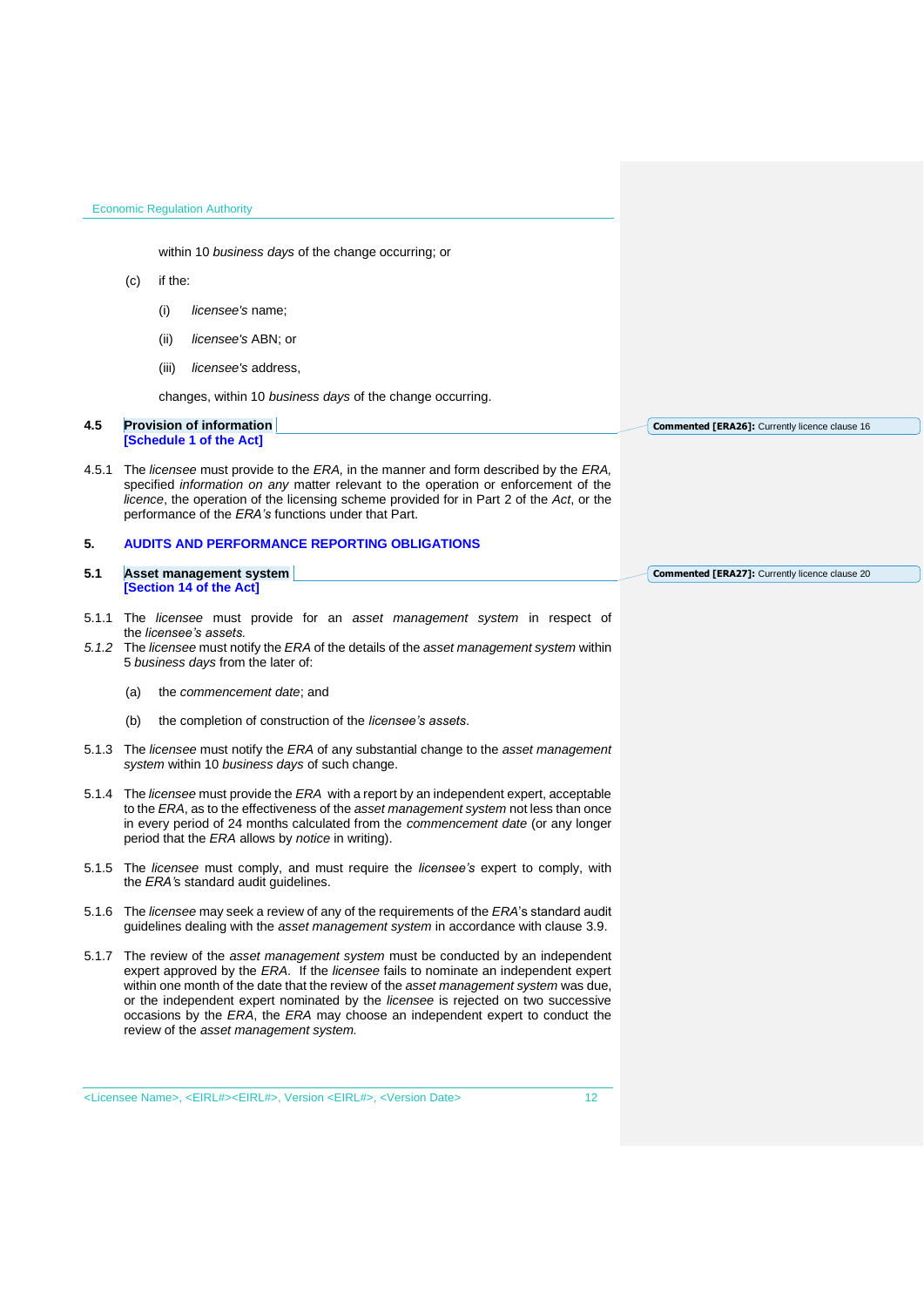within 10 *business days* of the change occurring; or

(c) if the:

(i) *licensee's* name;

(ii) *licensee's* ABN; or

(iii) *licensee's* address,

changes, within 10 *business days* of the change occurring.

## 4.5 Provision of information
**[Schedule 1 of the Act]**

**Commented [ERA26]:** Currently licence clause 16

4.5.1 The *licensee* must provide to the *ERA,* in the manner and form described by the *ERA,* specified *information on any* matter relevant to the operation or enforcement of the *licence*, the operation of the licensing scheme provided for in Part 2 of the *Act*, or the performance of the *ERA's* functions under that Part.

# 5. AUDITS AND PERFORMANCE REPORTING OBLIGATIONS

## 5.1 Asset management system
**[Section 14 of the Act]**

**Commented [ERA27]:** Currently licence clause 20

5.1.1 The *licensee* must provide for an *asset management system* in respect of the *licensee's assets.*

*5.1.2* The *licensee* must notify the *ERA* of the details of the *asset management system* within 5 *business days* from the later of:

(a) the *commencement date*; and

(b) the completion of construction of the *licensee's assets.*

5.1.3 The *licensee* must notify the *ERA* of any substantial change to the *asset management system* within 10 *business days* of such change.

5.1.4 The *licensee* must provide the *ERA* with a report by an independent expert, acceptable to the *ERA*, as to the effectiveness of the *asset management system* not less than once in every period of 24 months calculated from the *commencement date* (or any longer period that the *ERA* allows by *notice* in writing).

5.1.5 The *licensee* must comply, and must require the *licensee's* expert to comply, with the *ERA's* standard audit guidelines.

5.1.6 The *licensee* may seek a review of any of the requirements of the *ERA*'s standard audit guidelines dealing with the *asset management system* in accordance with clause 3.9.

5.1.7 The review of the *asset management system* must be conducted by an independent expert approved by the *ERA*. If the *licensee* fails to nominate an independent expert within one month of the date that the review of the *asset management system* was due, or the independent expert nominated by the *licensee* is rejected on two successive occasions by the *ERA*, the *ERA* may choose an independent expert to conduct the review of the *asset management system.*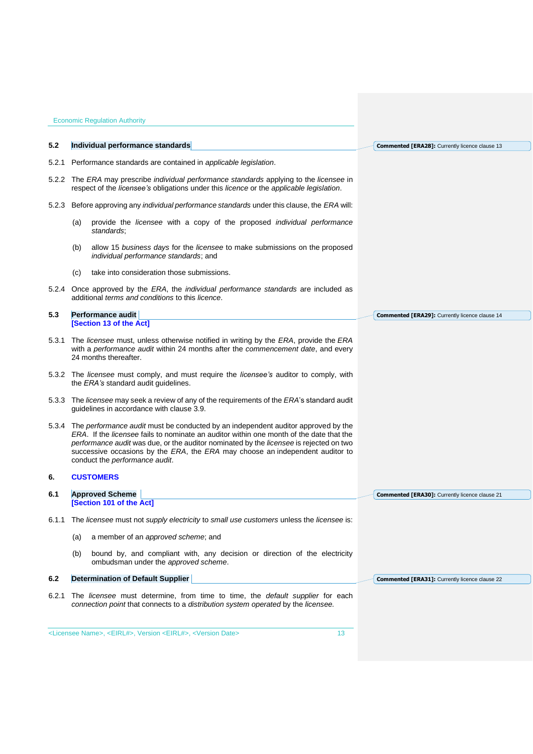### 5.2 Individual performance standards

5.2.1 Performance standards are contained in *applicable legislation*.

5.2.2 The *ERA* may prescribe *individual performance standards* applying to the *licensee* in respect of the *licensee's* obligations under this *licence* or the *applicable legislation*.

5.2.3 Before approving any *individual performance standards* under this clause, the *ERA* will:

(a) provide the *licensee* with a copy of the proposed *individual performance standards*;

(b) allow 15 *business days* for the *licensee* to make submissions on the proposed *individual performance standards*; and

(c) take into consideration those submissions.

5.2.4 Once approved by the *ERA*, the *individual performance standards* are included as additional *terms and conditions* to this *licence*.

### 5.3 Performance audit
**[Section 13 of the Act]**

5.3.1 The *licensee* must, unless otherwise notified in writing by the *ERA*, provide the *ERA* with a *performance audit* within 24 months after the *commencement date*, and every 24 months thereafter.

5.3.2 The *licensee* must comply, and must require the *licensee's* auditor to comply, with the *ERA's* standard audit guidelines.

5.3.3 The *licensee* may seek a review of any of the requirements of the *ERA*'s standard audit guidelines in accordance with clause 3.9.

5.3.4 The *performance audit* must be conducted by an independent auditor approved by the *ERA*. If the *licensee* fails to nominate an auditor within one month of the date that the *performance audit* was due, or the auditor nominated by the *licensee* is rejected on two successive occasions by the *ERA*, the *ERA* may choose an independent auditor to conduct the *performance audit*.

## 6. CUSTOMERS

### 6.1 Approved Scheme
**[Section 101 of the Act]**

6.1.1 The *licensee* must not *supply electricity* to *small use customers* unless the *licensee* is:

(a) a member of an *approved scheme*; and

(b) bound by, and compliant with, any decision or direction of the electricity ombudsman under the *approved scheme*.

### 6.2 Determination of Default Supplier

6.2.1 The *licensee* must determine, from time to time, the *default supplier* for each *connection point* that connects to a *distribution system operated* by the *licensee*.

Commented [ERA28]: Currently licence clause 13

Commented [ERA29]: Currently licence clause 14

Commented [ERA30]: Currently licence clause 21

Commented [ERA31]: Currently licence clause 22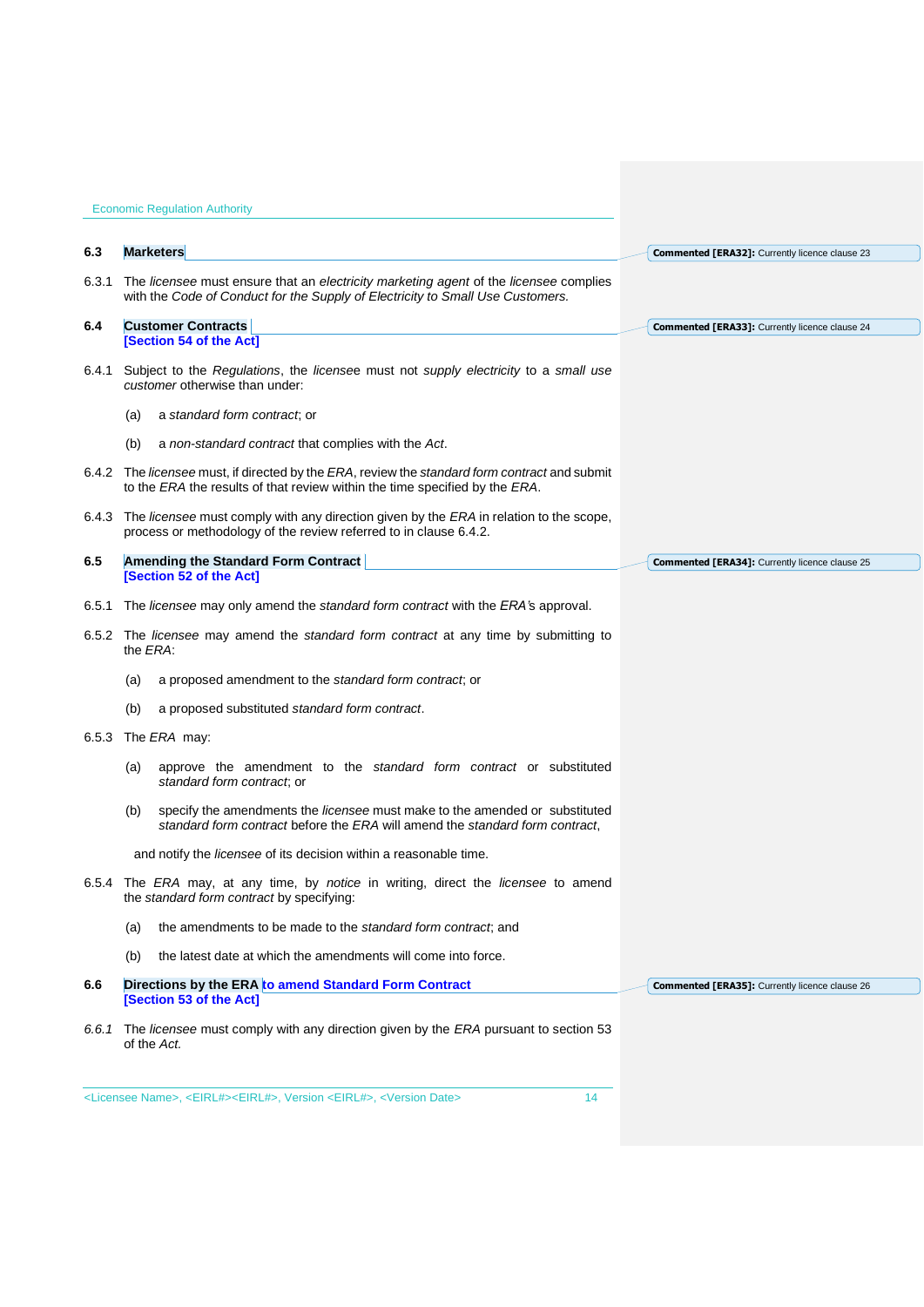### 6.3 Marketers

6.3.1 The *licensee* must ensure that an *electricity marketing agent* of the *licensee* complies with the *Code of Conduct for the Supply of Electricity to Small Use Customers.*

### 6.4 Customer Contracts
**[Section 54 of the Act]**

6.4.1 Subject to the *Regulations*, the *licensee* must not *supply electricity* to a *small use customer* otherwise than under:

(a) a *standard form contract*; or

(b) a *non-standard contract* that complies with the *Act*.

6.4.2 The *licensee* must, if directed by the *ERA*, review the *standard form contract* and submit to the *ERA* the results of that review within the time specified by the *ERA*.

6.4.3 The *licensee* must comply with any direction given by the *ERA* in relation to the scope, process or methodology of the review referred to in clause 6.4.2.

### 6.5 Amending the Standard Form Contract
**[Section 52 of the Act]**

6.5.1 The *licensee* may only amend the *standard form contract* with the *ERA*'s approval.

6.5.2 The *licensee* may amend the *standard form contract* at any time by submitting to the *ERA*:

(a) a proposed amendment to the *standard form contract*; or

(b) a proposed substituted *standard form contract*.

6.5.3 The *ERA* may:

(a) approve the amendment to the *standard form contract* or substituted *standard form contract*; or

(b) specify the amendments the *licensee* must make to the amended or substituted *standard form contract* before the *ERA* will amend the *standard form contract*,

and notify the *licensee* of its decision within a reasonable time.

6.5.4 The *ERA* may, at any time, by *notice* in writing, direct the *licensee* to amend the *standard form contract* by specifying:

(a) the amendments to be made to the *standard form contract*; and

(b) the latest date at which the amendments will come into force.

### 6.6 Directions by the ERA to amend Standard Form Contract
**[Section 53 of the Act]**

*6.6.1* The *licensee* must comply with any direction given by the *ERA* pursuant to section 53 of the *Act.*

Commented [ERA32]: Currently licence clause 23

Commented [ERA33]: Currently licence clause 24

Commented [ERA34]: Currently licence clause 25

Commented [ERA35]: Currently licence clause 26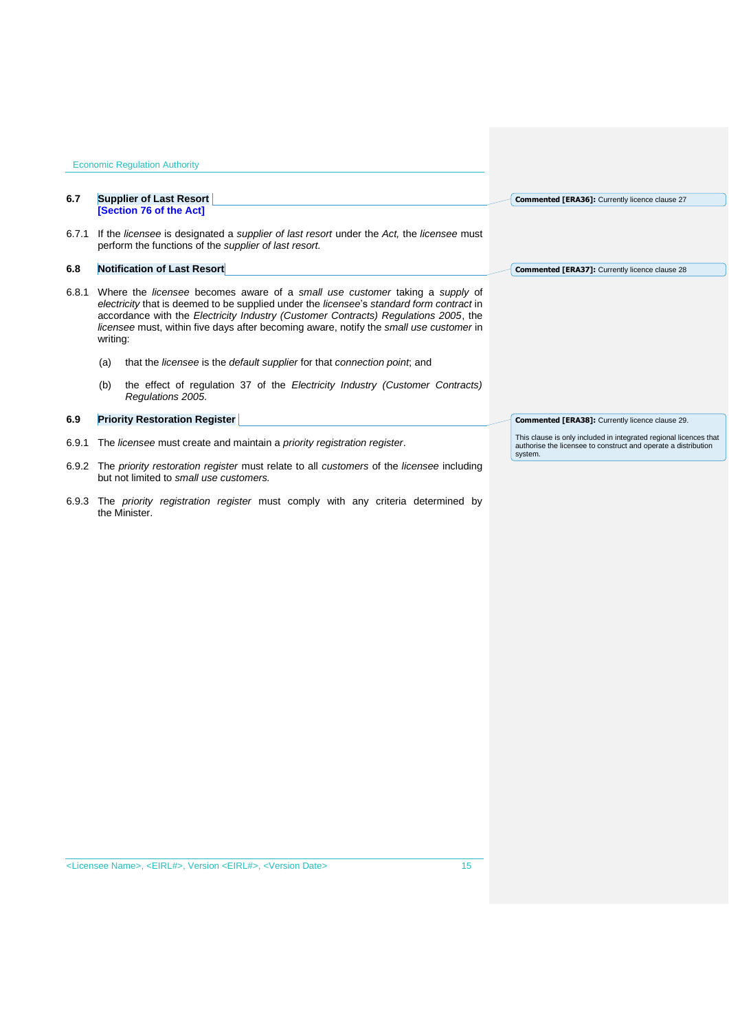### 6.7 Supplier of Last Resort
**[Section 76 of the Act]**

6.7.1 If the *licensee* is designated a *supplier of last resort* under the *Act,* the *licensee* must perform the functions of the *supplier of last resort.*

### 6.8 Notification of Last Resort

6.8.1 Where the *licensee* becomes aware of a *small use customer* taking a *supply* of *electricity* that is deemed to be supplied under the *licensee*'s *standard form contract* in accordance with the *Electricity Industry (Customer Contracts) Regulations 2005*, the *licensee* must, within five days after becoming aware, notify the *small use customer* in writing:

(a) that the *licensee* is the *default supplier* for that *connection point*; and

(b) the effect of regulation 37 of the *Electricity Industry (Customer Contracts) Regulations 2005.*

### 6.9 Priority Restoration Register

6.9.1 The *licensee* must create and maintain a *priority registration register*.

6.9.2 The *priority restoration register* must relate to all *customers* of the *licensee* including but not limited to *small use customers.*

6.9.3 The *priority registration register* must comply with any criteria determined by the Minister.

**Commented [ERA36]:** Currently licence clause 27

**Commented [ERA37]:** Currently licence clause 28

**Commented [ERA38]:** Currently licence clause 29.

This clause is only included in integrated regional licences that authorise the licensee to construct and operate a distribution system.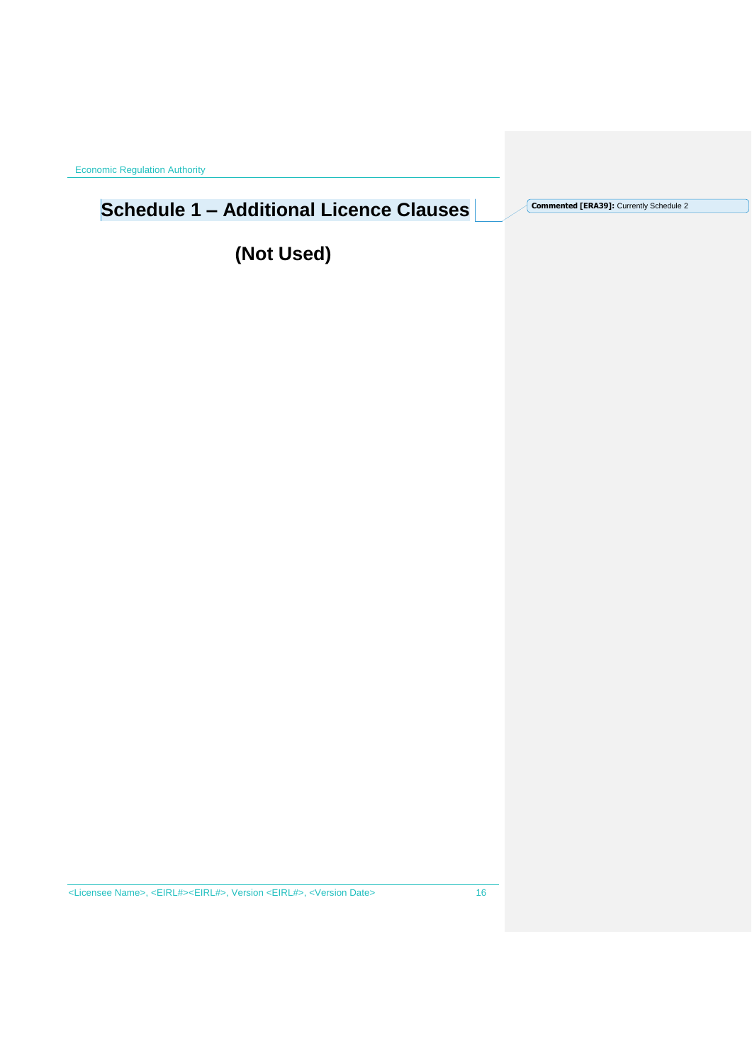# Schedule 1 – Additional Licence Clauses

**(Not Used)**

Commented [ERA39]: Currently Schedule 2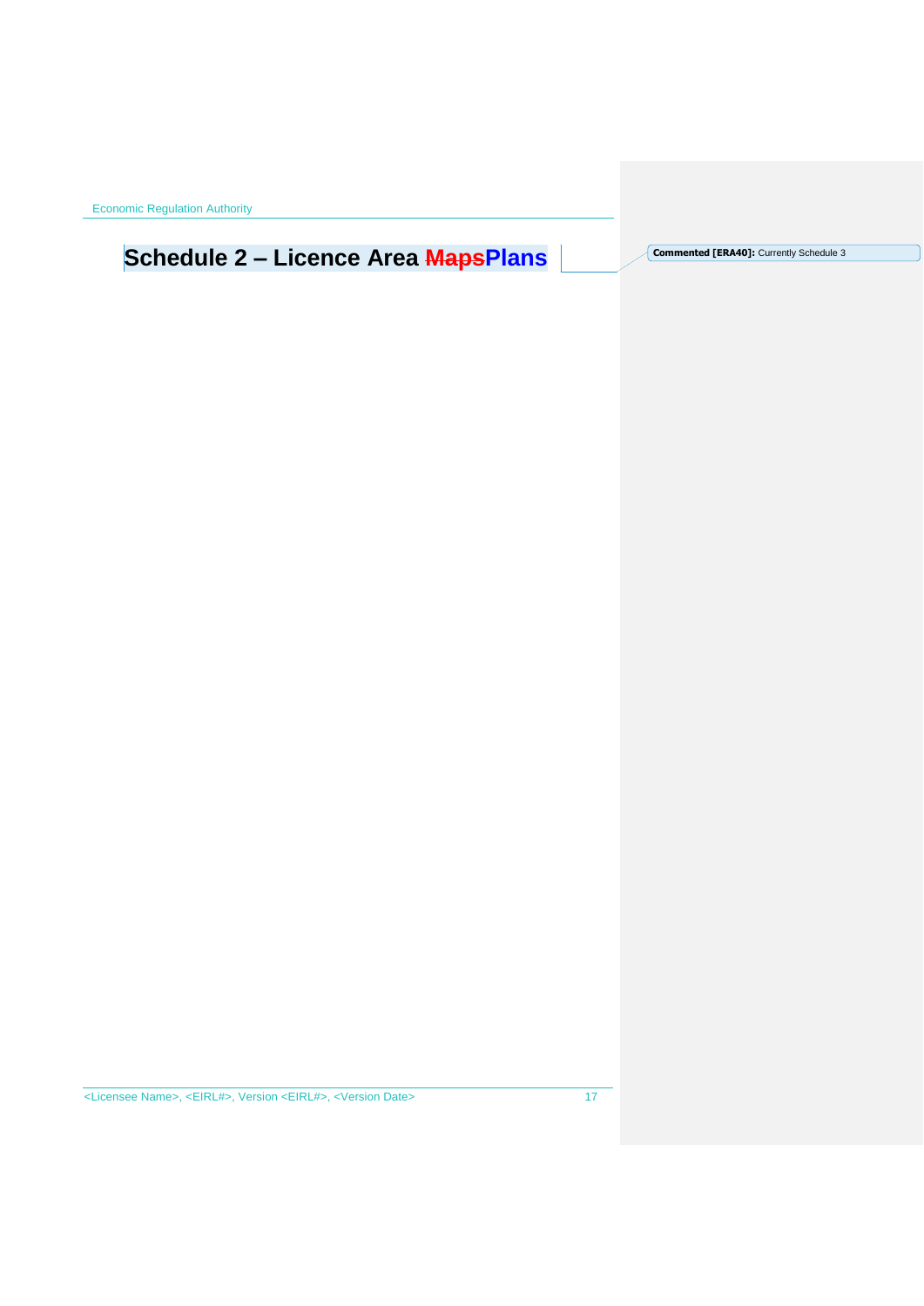# Schedule 2 – Licence Area ~~Maps~~Plans

Commented [ERA40]: Currently Schedule 3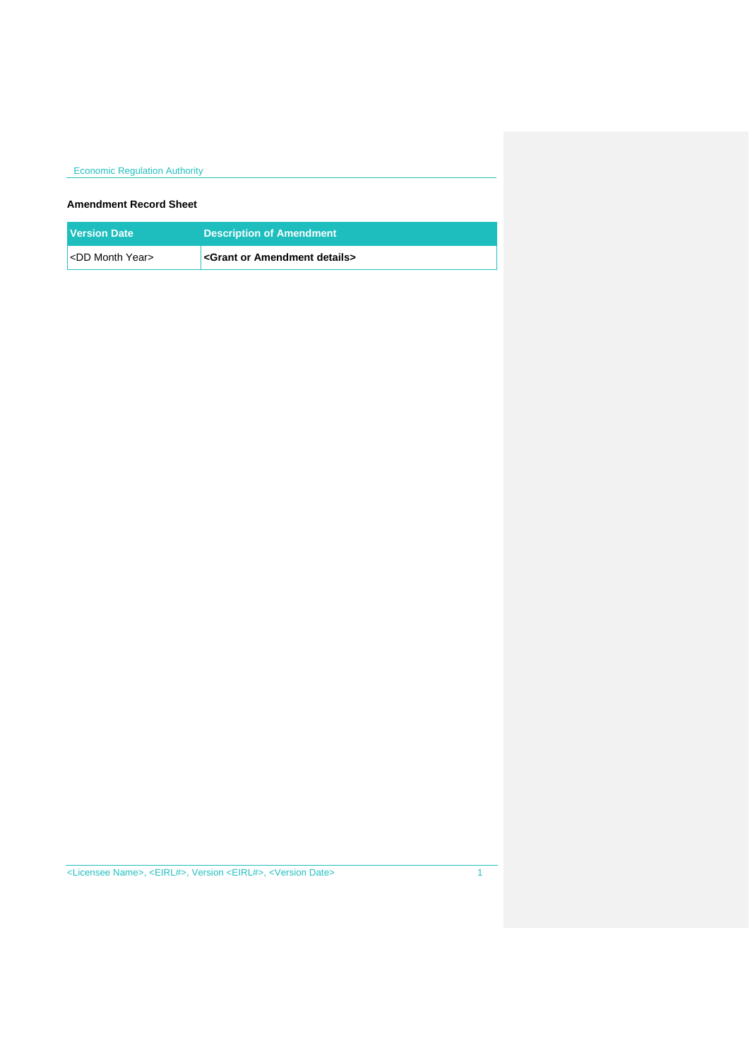**Amendment Record Sheet**

| Version Date | Description of Amendment |
| --- | --- |
| <DD Month Year> | **<Grant or Amendment details>** |